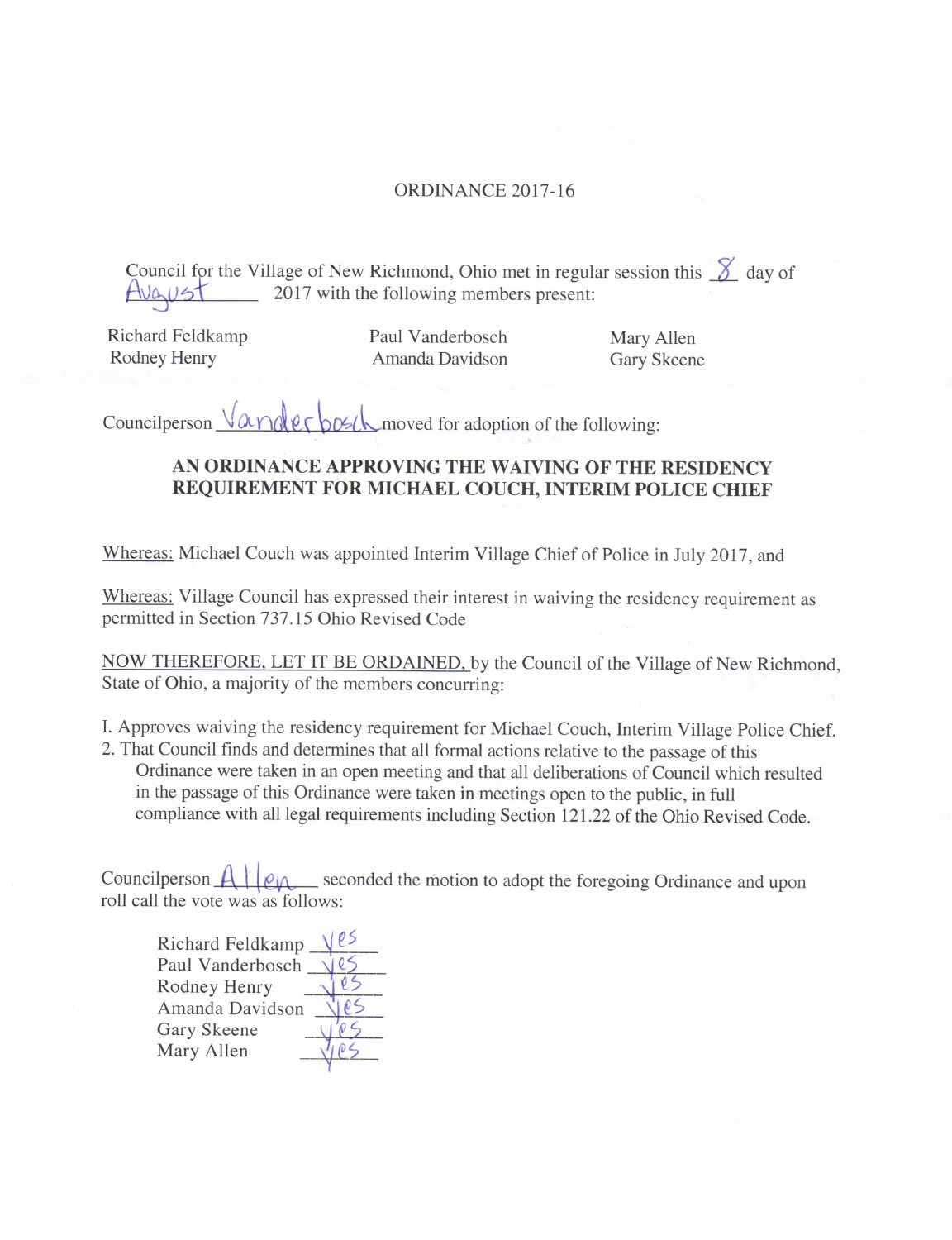ORDINANCE 2017-16

Council for the Village of New Richmond, Ohio met in regular session this 8 day of August 2017 with the following members present:

Richard Feldkamp
Rodney Henry
Paul Vanderbosch
Amanda Davidson
Mary Allen
Gary Skeene

Councilperson Vanderbosch moved for adoption of the following:

**AN ORDINANCE APPROVING THE WAIVING OF THE RESIDENCY REQUIREMENT FOR MICHAEL COUCH, INTERIM POLICE CHIEF**

Whereas: Michael Couch was appointed Interim Village Chief of Police in July 2017, and

Whereas: Village Council has expressed their interest in waiving the residency requirement as permitted in Section 737.15 Ohio Revised Code

NOW THEREFORE, LET IT BE ORDAINED, by the Council of the Village of New Richmond, State of Ohio, a majority of the members concurring:

I. Approves waiving the residency requirement for Michael Couch, Interim Village Police Chief.
2. That Council finds and determines that all formal actions relative to the passage of this Ordinance were taken in an open meeting and that all deliberations of Council which resulted in the passage of this Ordinance were taken in meetings open to the public, in full compliance with all legal requirements including Section 121.22 of the Ohio Revised Code.

Councilperson Allen seconded the motion to adopt the foregoing Ordinance and upon roll call the vote was as follows:

Richard Feldkamp yes
Paul Vanderbosch yes
Rodney Henry yes
Amanda Davidson yes
Gary Skeene yes
Mary Allen yes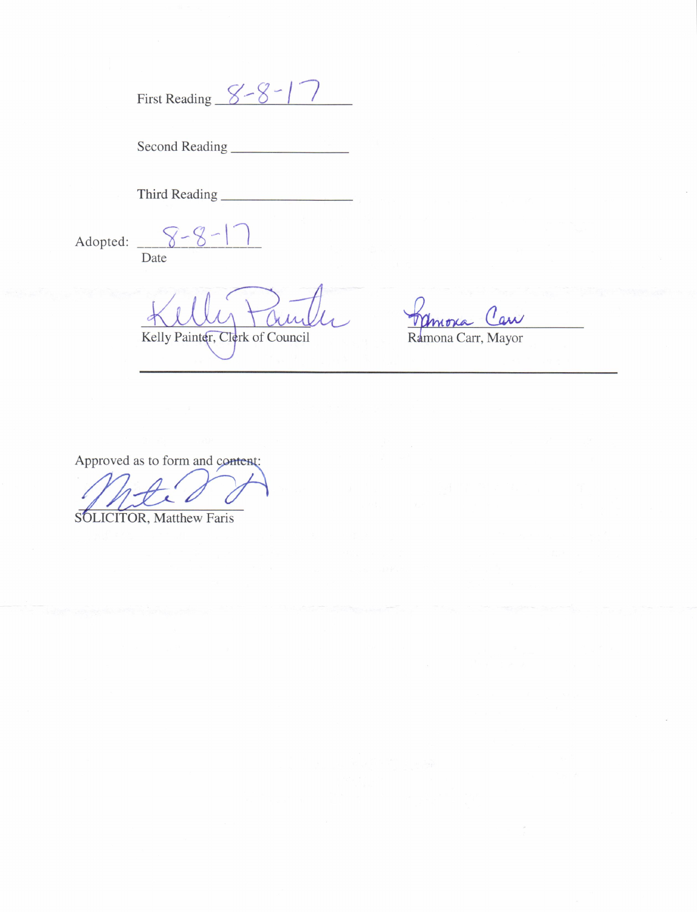First Reading 8-8-17

Second Reading ________________

Third Reading ________________

Adopted: 8-8-17
Date

Kelly Painter, Clerk of Council

Ramona Carr, Mayor

Approved as to form and content:

SOLICITOR, Matthew Faris